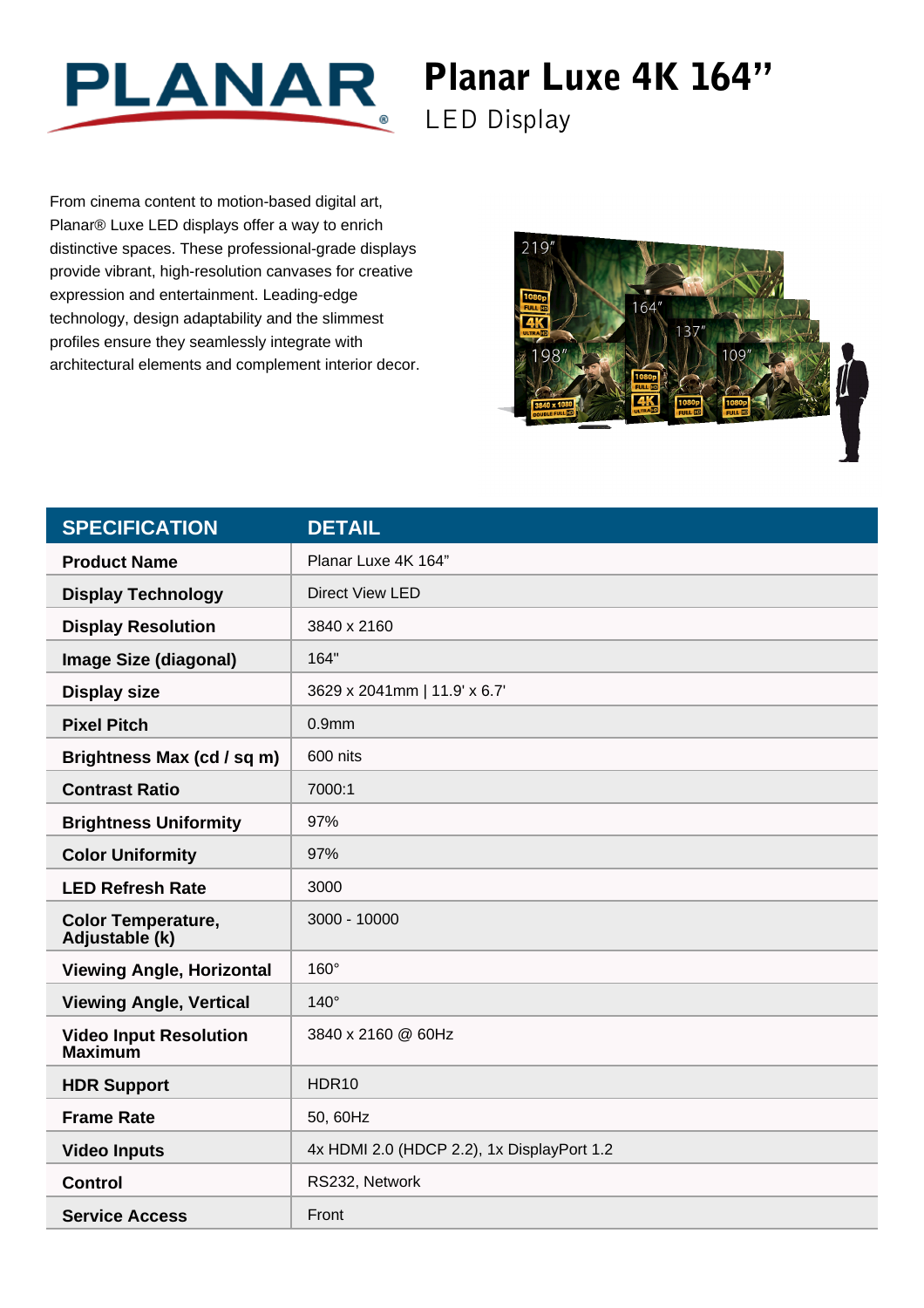# Planar Luxe 4K 164"

## LED Display

From cinema content to motion-based digital art, Planar® Luxe LED displays offer a way to enrich distinctive spaces. These professional-grade displays provide vibrant, high-resolution canvases for creative expression and entertainment. Leading-edge technology, design adaptability and the slimmest profiles ensure they seamlessly integrate with architectural elements and complement interior decor.

| SPECIFICATION | DETAIL |
|---|---|
| **Product Name** | Planar Luxe 4K 164" |
| **Display Technology** | Direct View LED |
| **Display Resolution** | 3840 x 2160 |
| **Image Size (diagonal)** | 164" |
| **Display size** | 3629 x 2041mm \| 11.9' x 6.7' |
| **Pixel Pitch** | 0.9mm |
| **Brightness Max (cd / sq m)** | 600 nits |
| **Contrast Ratio** | 7000:1 |
| **Brightness Uniformity** | 97% |
| **Color Uniformity** | 97% |
| **LED Refresh Rate** | 3000 |
| **Color Temperature, Adjustable (k)** | 3000 - 10000 |
| **Viewing Angle, Horizontal** | 160° |
| **Viewing Angle, Vertical** | 140° |
| **Video Input Resolution Maximum** | 3840 x 2160 @ 60Hz |
| **HDR Support** | HDR10 |
| **Frame Rate** | 50, 60Hz |
| **Video Inputs** | 4x HDMI 2.0 (HDCP 2.2), 1x DisplayPort 1.2 |
| **Control** | RS232, Network |
| **Service Access** | Front |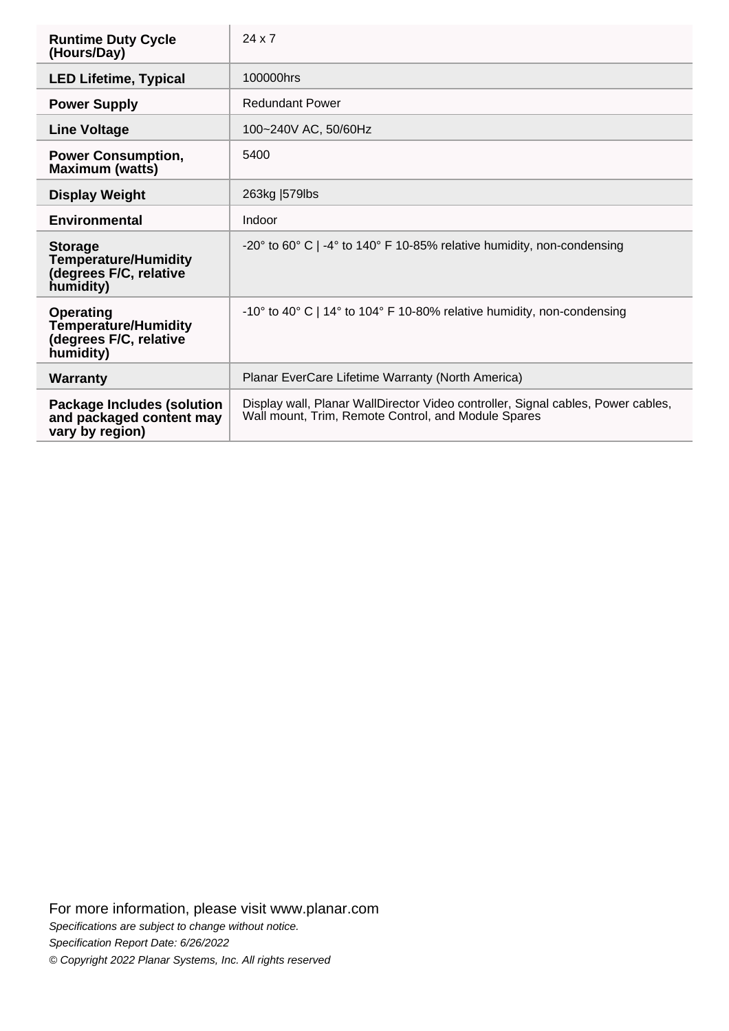| | |
|---|---|
| **Runtime Duty Cycle (Hours/Day)** | 24 x 7 |
| **LED Lifetime, Typical** | 100000hrs |
| **Power Supply** | Redundant Power |
| **Line Voltage** | 100~240V AC, 50/60Hz |
| **Power Consumption, Maximum (watts)** | 5400 |
| **Display Weight** | 263kg \|579lbs |
| **Environmental** | Indoor |
| **Storage Temperature/Humidity (degrees F/C, relative humidity)** | -20° to 60° C \| -4° to 140° F 10-85% relative humidity, non-condensing |
| **Operating Temperature/Humidity (degrees F/C, relative humidity)** | -10° to 40° C \| 14° to 104° F 10-80% relative humidity, non-condensing |
| **Warranty** | Planar EverCare Lifetime Warranty (North America) |
| **Package Includes (solution and packaged content may vary by region)** | Display wall, Planar WallDirector Video controller, Signal cables, Power cables, Wall mount, Trim, Remote Control, and Module Spares |

For more information, please visit www.planar.com

*Specifications are subject to change without notice.*

*Specification Report Date: 6/26/2022*

*© Copyright 2022 Planar Systems, Inc. All rights reserved*